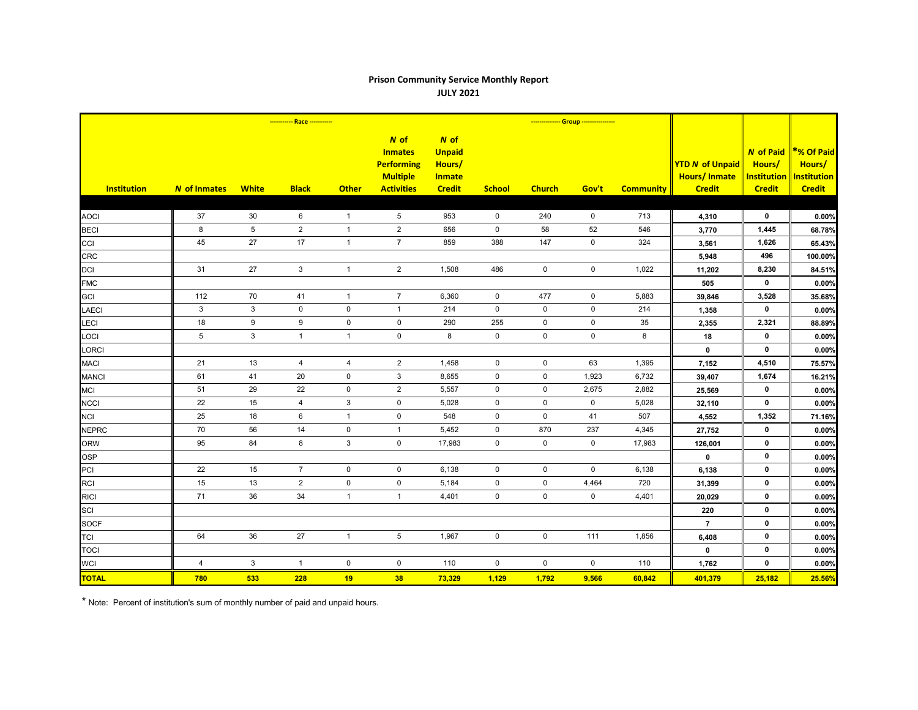## Prison Community Service Monthly Report
## JULY 2021

| | ----------- Race ----------- | | | | | | ------------- Group ------------- | | | | | | |
|---|---|---|---|---|---|---|---|---|---|---|---|---|---|
| Institution | N of Inmates | White | Black | Other | N of Inmates Performing Multiple Activities | N of Unpaid Hours/ Inmate Credit | School | Church | Gov't | Community | YTD N of Unpaid Hours/ Inmate Credit | N of Paid Hours/ Institution Credit | *% Of Paid Hours/ Institution Credit |
| AOCI | 37 | 30 | 6 | 1 | 5 | 953 | 0 | 240 | 0 | 713 | 4,310 | 0 | 0.00% |
| BECI | 8 | 5 | 2 | 1 | 2 | 656 | 0 | 58 | 52 | 546 | 3,770 | 1,445 | 68.78% |
| CCI | 45 | 27 | 17 | 1 | 7 | 859 | 388 | 147 | 0 | 324 | 3,561 | 1,626 | 65.43% |
| CRC | | | | | | | | | | | 5,948 | 496 | 100.00% |
| DCI | 31 | 27 | 3 | 1 | 2 | 1,508 | 486 | 0 | 0 | 1,022 | 11,202 | 8,230 | 84.51% |
| FMC | | | | | | | | | | | 505 | 0 | 0.00% |
| GCI | 112 | 70 | 41 | 1 | 7 | 6,360 | 0 | 477 | 0 | 5,883 | 39,846 | 3,528 | 35.68% |
| LAECI | 3 | 3 | 0 | 0 | 1 | 214 | 0 | 0 | 0 | 214 | 1,358 | 0 | 0.00% |
| LECI | 18 | 9 | 9 | 0 | 0 | 290 | 255 | 0 | 0 | 35 | 2,355 | 2,321 | 88.89% |
| LOCI | 5 | 3 | 1 | 1 | 0 | 8 | 0 | 0 | 0 | 8 | 18 | 0 | 0.00% |
| LORCI | | | | | | | | | | | 0 | 0 | 0.00% |
| MACI | 21 | 13 | 4 | 4 | 2 | 1,458 | 0 | 0 | 63 | 1,395 | 7,152 | 4,510 | 75.57% |
| MANCI | 61 | 41 | 20 | 0 | 3 | 8,655 | 0 | 0 | 1,923 | 6,732 | 39,407 | 1,674 | 16.21% |
| MCI | 51 | 29 | 22 | 0 | 2 | 5,557 | 0 | 0 | 2,675 | 2,882 | 25,569 | 0 | 0.00% |
| NCCI | 22 | 15 | 4 | 3 | 0 | 5,028 | 0 | 0 | 0 | 5,028 | 32,110 | 0 | 0.00% |
| NCI | 25 | 18 | 6 | 1 | 0 | 548 | 0 | 0 | 41 | 507 | 4,552 | 1,352 | 71.16% |
| NEPRC | 70 | 56 | 14 | 0 | 1 | 5,452 | 0 | 870 | 237 | 4,345 | 27,752 | 0 | 0.00% |
| ORW | 95 | 84 | 8 | 3 | 0 | 17,983 | 0 | 0 | 0 | 17,983 | 126,001 | 0 | 0.00% |
| OSP | | | | | | | | | | | 0 | 0 | 0.00% |
| PCI | 22 | 15 | 7 | 0 | 0 | 6,138 | 0 | 0 | 0 | 6,138 | 6,138 | 0 | 0.00% |
| RCI | 15 | 13 | 2 | 0 | 0 | 5,184 | 0 | 0 | 4,464 | 720 | 31,399 | 0 | 0.00% |
| RICI | 71 | 36 | 34 | 1 | 1 | 4,401 | 0 | 0 | 0 | 4,401 | 20,029 | 0 | 0.00% |
| SCI | | | | | | | | | | | 220 | 0 | 0.00% |
| SOCF | | | | | | | | | | | 7 | 0 | 0.00% |
| TCI | 64 | 36 | 27 | 1 | 5 | 1,967 | 0 | 0 | 111 | 1,856 | 6,408 | 0 | 0.00% |
| TOCI | | | | | | | | | | | 0 | 0 | 0.00% |
| WCI | 4 | 3 | 1 | 0 | 0 | 110 | 0 | 0 | 0 | 110 | 1,762 | 0 | 0.00% |
| **TOTAL** | **780** | **533** | **228** | **19** | **38** | **73,329** | **1,129** | **1,792** | **9,566** | **60,842** | **401,379** | **25,182** | **25.56%** |

* Note: Percent of institution's sum of monthly number of paid and unpaid hours.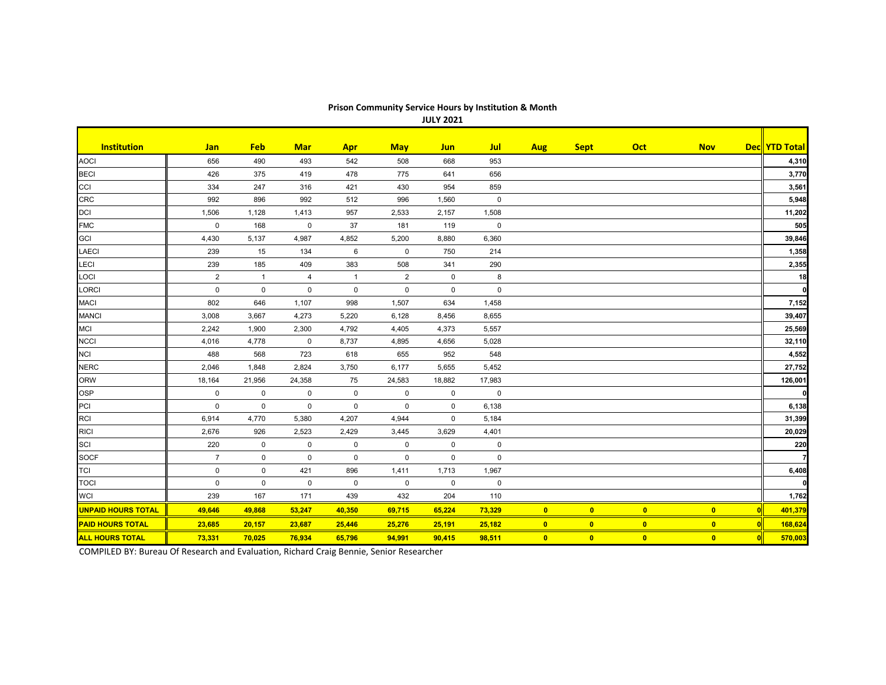## Prison Community Service Hours by Institution & Month

**JULY 2021**

| Institution | Jan | Feb | Mar | Apr | May | Jun | Jul | Aug | Sept | Oct | Nov | Dec | YTD Total |
|---|---|---|---|---|---|---|---|---|---|---|---|---|---|
| AOCI | 656 | 490 | 493 | 542 | 508 | 668 | 953 | | | | | | **4,310** |
| BECI | 426 | 375 | 419 | 478 | 775 | 641 | 656 | | | | | | **3,770** |
| CCI | 334 | 247 | 316 | 421 | 430 | 954 | 859 | | | | | | **3,561** |
| CRC | 992 | 896 | 992 | 512 | 996 | 1,560 | 0 | | | | | | **5,948** |
| DCI | 1,506 | 1,128 | 1,413 | 957 | 2,533 | 2,157 | 1,508 | | | | | | **11,202** |
| FMC | 0 | 168 | 0 | 37 | 181 | 119 | 0 | | | | | | **505** |
| GCI | 4,430 | 5,137 | 4,987 | 4,852 | 5,200 | 8,880 | 6,360 | | | | | | **39,846** |
| LAECI | 239 | 15 | 134 | 6 | 0 | 750 | 214 | | | | | | **1,358** |
| LECI | 239 | 185 | 409 | 383 | 508 | 341 | 290 | | | | | | **2,355** |
| LOCI | 2 | 1 | 4 | 1 | 2 | 0 | 8 | | | | | | **18** |
| LORCI | 0 | 0 | 0 | 0 | 0 | 0 | 0 | | | | | | **0** |
| MACI | 802 | 646 | 1,107 | 998 | 1,507 | 634 | 1,458 | | | | | | **7,152** |
| MANCI | 3,008 | 3,667 | 4,273 | 5,220 | 6,128 | 8,456 | 8,655 | | | | | | **39,407** |
| MCI | 2,242 | 1,900 | 2,300 | 4,792 | 4,405 | 4,373 | 5,557 | | | | | | **25,569** |
| NCCI | 4,016 | 4,778 | 0 | 8,737 | 4,895 | 4,656 | 5,028 | | | | | | **32,110** |
| NCI | 488 | 568 | 723 | 618 | 655 | 952 | 548 | | | | | | **4,552** |
| NERC | 2,046 | 1,848 | 2,824 | 3,750 | 6,177 | 5,655 | 5,452 | | | | | | **27,752** |
| ORW | 18,164 | 21,956 | 24,358 | 75 | 24,583 | 18,882 | 17,983 | | | | | | **126,001** |
| OSP | 0 | 0 | 0 | 0 | 0 | 0 | 0 | | | | | | **0** |
| PCI | 0 | 0 | 0 | 0 | 0 | 0 | 6,138 | | | | | | **6,138** |
| RCI | 6,914 | 4,770 | 5,380 | 4,207 | 4,944 | 0 | 5,184 | | | | | | **31,399** |
| RICI | 2,676 | 926 | 2,523 | 2,429 | 3,445 | 3,629 | 4,401 | | | | | | **20,029** |
| SCI | 220 | 0 | 0 | 0 | 0 | 0 | 0 | | | | | | **220** |
| SOCF | 7 | 0 | 0 | 0 | 0 | 0 | 0 | | | | | | **7** |
| TCI | 0 | 0 | 421 | 896 | 1,411 | 1,713 | 1,967 | | | | | | **6,408** |
| TOCI | 0 | 0 | 0 | 0 | 0 | 0 | 0 | | | | | | **0** |
| WCI | 239 | 167 | 171 | 439 | 432 | 204 | 110 | | | | | | **1,762** |
| **UNPAID HOURS TOTAL** | **49,646** | **49,868** | **53,247** | **40,350** | **69,715** | **65,224** | **73,329** | **0** | **0** | **0** | **0** | **0** | **401,379** |
| **PAID HOURS TOTAL** | **23,685** | **20,157** | **23,687** | **25,446** | **25,276** | **25,191** | **25,182** | **0** | **0** | **0** | **0** | **0** | **168,624** |
| **ALL HOURS TOTAL** | **73,331** | **70,025** | **76,934** | **65,796** | **94,991** | **90,415** | **98,511** | **0** | **0** | **0** | **0** | **0** | **570,003** |

COMPILED BY: Bureau Of Research and Evaluation, Richard Craig Bennie, Senior Researcher